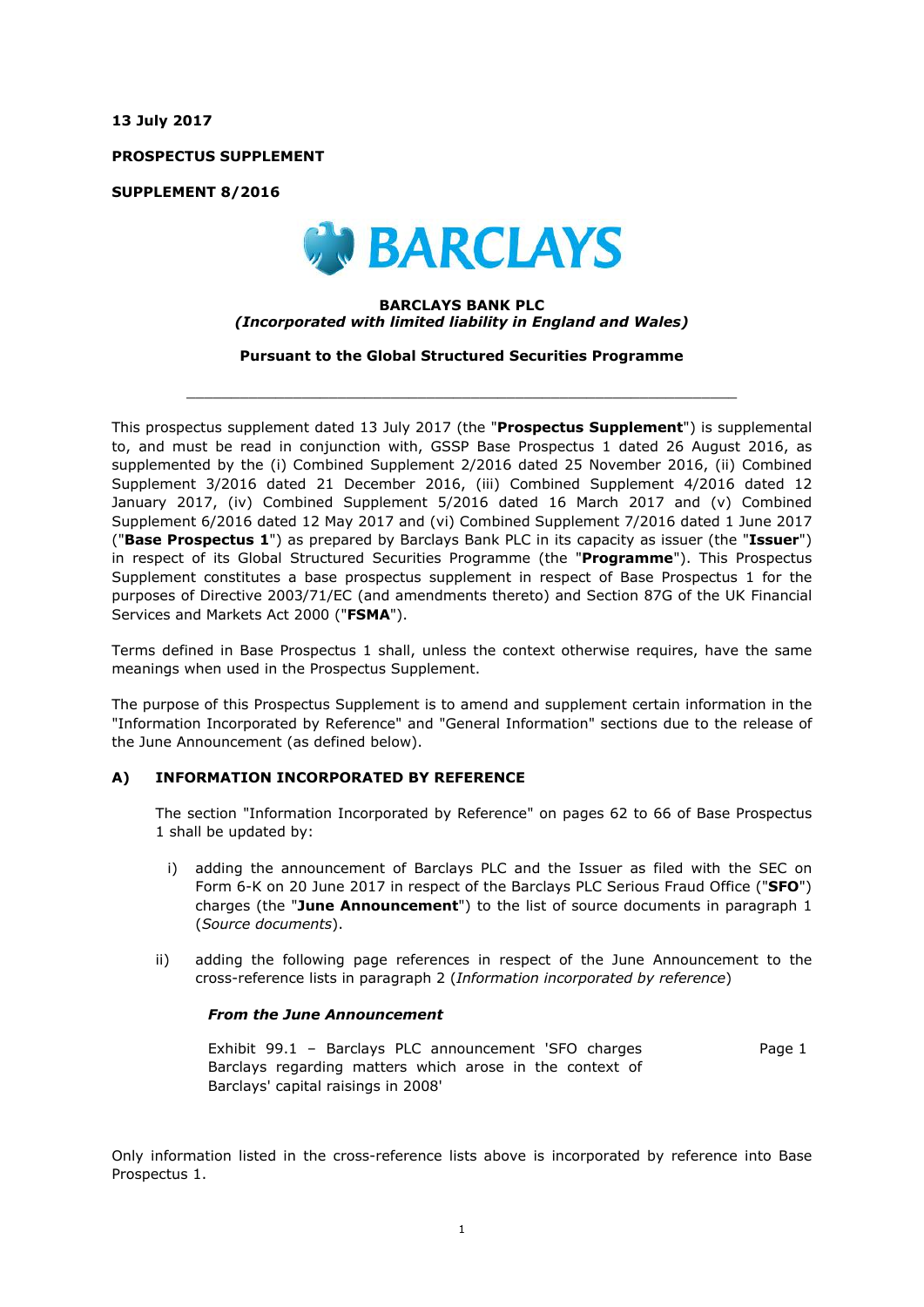**13 July 2017**

**PROSPECTUS SUPPLEMENT**

**SUPPLEMENT 8/2016**

**BARCLAYS BANK PLC**
***(Incorporated with limited liability in England and Wales)***

**Pursuant to the Global Structured Securities Programme**

---

This prospectus supplement dated 13 July 2017 (the "**Prospectus Supplement**") is supplemental to, and must be read in conjunction with, GSSP Base Prospectus 1 dated 26 August 2016, as supplemented by the (i) Combined Supplement 2/2016 dated 25 November 2016, (ii) Combined Supplement 3/2016 dated 21 December 2016, (iii) Combined Supplement 4/2016 dated 12 January 2017, (iv) Combined Supplement 5/2016 dated 16 March 2017 and (v) Combined Supplement 6/2016 dated 12 May 2017 and (vi) Combined Supplement 7/2016 dated 1 June 2017 ("**Base Prospectus 1**") as prepared by Barclays Bank PLC in its capacity as issuer (the "**Issuer**") in respect of its Global Structured Securities Programme (the "**Programme**"). This Prospectus Supplement constitutes a base prospectus supplement in respect of Base Prospectus 1 for the purposes of Directive 2003/71/EC (and amendments thereto) and Section 87G of the UK Financial Services and Markets Act 2000 ("**FSMA**").

Terms defined in Base Prospectus 1 shall, unless the context otherwise requires, have the same meanings when used in the Prospectus Supplement.

The purpose of this Prospectus Supplement is to amend and supplement certain information in the "Information Incorporated by Reference" and "General Information" sections due to the release of the June Announcement (as defined below).

## A) INFORMATION INCORPORATED BY REFERENCE

The section "Information Incorporated by Reference" on pages 62 to 66 of Base Prospectus 1 shall be updated by:

i) adding the announcement of Barclays PLC and the Issuer as filed with the SEC on Form 6-K on 20 June 2017 in respect of the Barclays PLC Serious Fraud Office ("**SFO**") charges (the "**June Announcement**") to the list of source documents in paragraph 1 (*Source documents*).

ii) adding the following page references in respect of the June Announcement to the cross-reference lists in paragraph 2 (*Information incorporated by reference*)

***From the June Announcement***

| | |
|---|---|
| Exhibit 99.1 – Barclays PLC announcement 'SFO charges Barclays regarding matters which arose in the context of Barclays' capital raisings in 2008' | Page 1 |

Only information listed in the cross-reference lists above is incorporated by reference into Base Prospectus 1.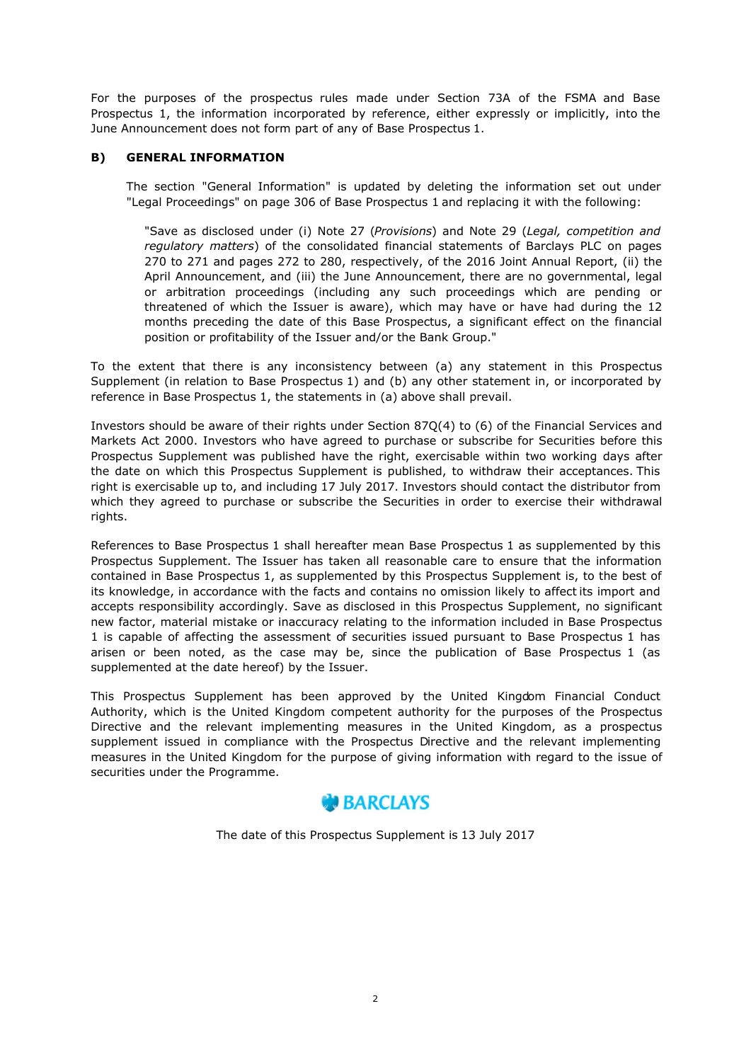For the purposes of the prospectus rules made under Section 73A of the FSMA and Base Prospectus 1, the information incorporated by reference, either expressly or implicitly, into the June Announcement does not form part of any of Base Prospectus 1.

### B) GENERAL INFORMATION

The section "General Information" is updated by deleting the information set out under "Legal Proceedings" on page 306 of Base Prospectus 1 and replacing it with the following:

> "Save as disclosed under (i) Note 27 (*Provisions*) and Note 29 (*Legal, competition and regulatory matters*) of the consolidated financial statements of Barclays PLC on pages 270 to 271 and pages 272 to 280, respectively, of the 2016 Joint Annual Report, (ii) the April Announcement, and (iii) the June Announcement, there are no governmental, legal or arbitration proceedings (including any such proceedings which are pending or threatened of which the Issuer is aware), which may have or have had during the 12 months preceding the date of this Base Prospectus, a significant effect on the financial position or profitability of the Issuer and/or the Bank Group."

To the extent that there is any inconsistency between (a) any statement in this Prospectus Supplement (in relation to Base Prospectus 1) and (b) any other statement in, or incorporated by reference in Base Prospectus 1, the statements in (a) above shall prevail.

Investors should be aware of their rights under Section 87Q(4) to (6) of the Financial Services and Markets Act 2000. Investors who have agreed to purchase or subscribe for Securities before this Prospectus Supplement was published have the right, exercisable within two working days after the date on which this Prospectus Supplement is published, to withdraw their acceptances. This right is exercisable up to, and including 17 July 2017. Investors should contact the distributor from which they agreed to purchase or subscribe the Securities in order to exercise their withdrawal rights.

References to Base Prospectus 1 shall hereafter mean Base Prospectus 1 as supplemented by this Prospectus Supplement. The Issuer has taken all reasonable care to ensure that the information contained in Base Prospectus 1, as supplemented by this Prospectus Supplement is, to the best of its knowledge, in accordance with the facts and contains no omission likely to affect its import and accepts responsibility accordingly. Save as disclosed in this Prospectus Supplement, no significant new factor, material mistake or inaccuracy relating to the information included in Base Prospectus 1 is capable of affecting the assessment of securities issued pursuant to Base Prospectus 1 has arisen or been noted, as the case may be, since the publication of Base Prospectus 1 (as supplemented at the date hereof) by the Issuer.

This Prospectus Supplement has been approved by the United Kingdom Financial Conduct Authority, which is the United Kingdom competent authority for the purposes of the Prospectus Directive and the relevant implementing measures in the United Kingdom, as a prospectus supplement issued in compliance with the Prospectus Directive and the relevant implementing measures in the United Kingdom for the purpose of giving information with regard to the issue of securities under the Programme.

BARCLAYS

The date of this Prospectus Supplement is 13 July 2017